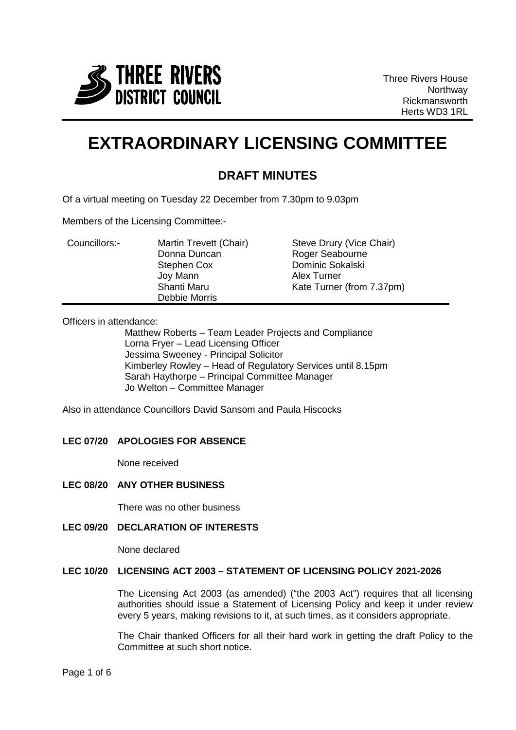THREE RIVERS DISTRICT COUNCIL

Three Rivers House
Northway
Rickmansworth
Herts WD3 1RL

# EXTRAORDINARY LICENSING COMMITTEE

## DRAFT MINUTES

Of a virtual meeting on Tuesday 22 December from 7.30pm to 9.03pm

Members of the Licensing Committee:-

| Councillors:- | | |
|---|---|---|
| | Martin Trevett (Chair) | Steve Drury (Vice Chair) |
| | Donna Duncan | Roger Seabourne |
| | Stephen Cox | Dominic Sokalski |
| | Joy Mann | Alex Turner |
| | Shanti Maru | Kate Turner (from 7.37pm) |
| | Debbie Morris | |

Officers in attendance:

Matthew Roberts – Team Leader Projects and Compliance
Lorna Fryer – Lead Licensing Officer
Jessima Sweeney - Principal Solicitor
Kimberley Rowley – Head of Regulatory Services until 8.15pm
Sarah Haythorpe – Principal Committee Manager
Jo Welton – Committee Manager

Also in attendance Councillors David Sansom and Paula Hiscocks

### LEC 07/20 APOLOGIES FOR ABSENCE

None received

### LEC 08/20 ANY OTHER BUSINESS

There was no other business

### LEC 09/20 DECLARATION OF INTERESTS

None declared

### LEC 10/20 LICENSING ACT 2003 – STATEMENT OF LICENSING POLICY 2021-2026

The Licensing Act 2003 (as amended) ("the 2003 Act") requires that all licensing authorities should issue a Statement of Licensing Policy and keep it under review every 5 years, making revisions to it, at such times, as it considers appropriate.

The Chair thanked Officers for all their hard work in getting the draft Policy to the Committee at such short notice.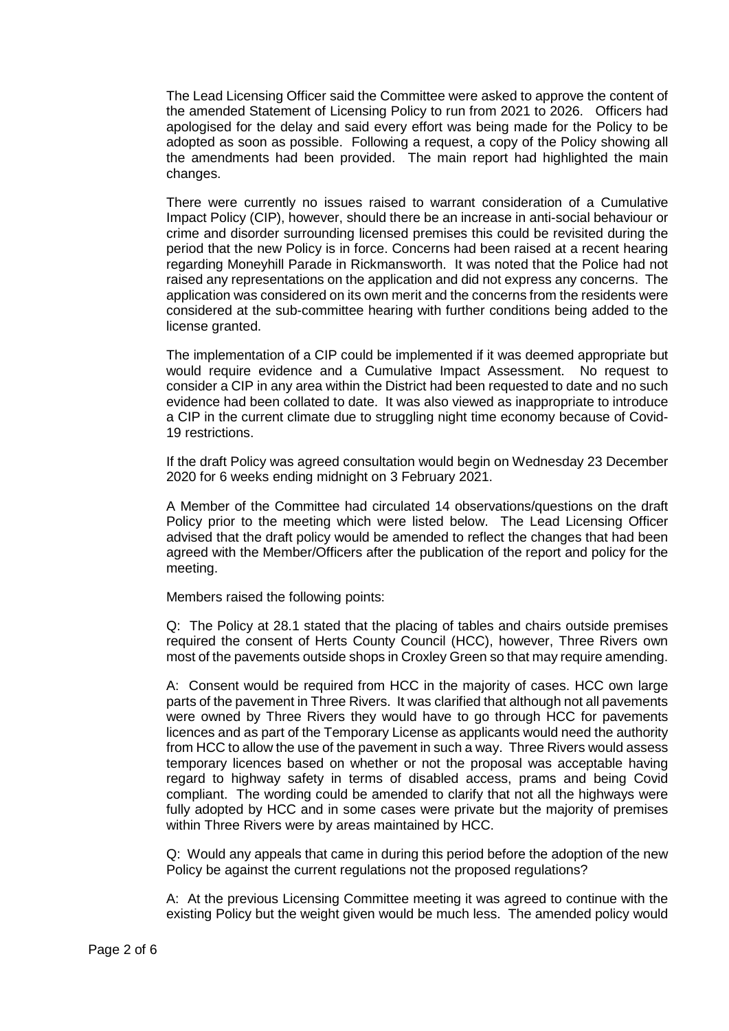The Lead Licensing Officer said the Committee were asked to approve the content of the amended Statement of Licensing Policy to run from 2021 to 2026. Officers had apologised for the delay and said every effort was being made for the Policy to be adopted as soon as possible. Following a request, a copy of the Policy showing all the amendments had been provided. The main report had highlighted the main changes.

There were currently no issues raised to warrant consideration of a Cumulative Impact Policy (CIP), however, should there be an increase in anti-social behaviour or crime and disorder surrounding licensed premises this could be revisited during the period that the new Policy is in force. Concerns had been raised at a recent hearing regarding Moneyhill Parade in Rickmansworth. It was noted that the Police had not raised any representations on the application and did not express any concerns. The application was considered on its own merit and the concerns from the residents were considered at the sub-committee hearing with further conditions being added to the license granted.

The implementation of a CIP could be implemented if it was deemed appropriate but would require evidence and a Cumulative Impact Assessment. No request to consider a CIP in any area within the District had been requested to date and no such evidence had been collated to date. It was also viewed as inappropriate to introduce a CIP in the current climate due to struggling night time economy because of Covid-19 restrictions.

If the draft Policy was agreed consultation would begin on Wednesday 23 December 2020 for 6 weeks ending midnight on 3 February 2021.

A Member of the Committee had circulated 14 observations/questions on the draft Policy prior to the meeting which were listed below. The Lead Licensing Officer advised that the draft policy would be amended to reflect the changes that had been agreed with the Member/Officers after the publication of the report and policy for the meeting.

Members raised the following points:

Q: The Policy at 28.1 stated that the placing of tables and chairs outside premises required the consent of Herts County Council (HCC), however, Three Rivers own most of the pavements outside shops in Croxley Green so that may require amending.

A: Consent would be required from HCC in the majority of cases. HCC own large parts of the pavement in Three Rivers. It was clarified that although not all pavements were owned by Three Rivers they would have to go through HCC for pavements licences and as part of the Temporary License as applicants would need the authority from HCC to allow the use of the pavement in such a way. Three Rivers would assess temporary licences based on whether or not the proposal was acceptable having regard to highway safety in terms of disabled access, prams and being Covid compliant. The wording could be amended to clarify that not all the highways were fully adopted by HCC and in some cases were private but the majority of premises within Three Rivers were by areas maintained by HCC.

Q: Would any appeals that came in during this period before the adoption of the new Policy be against the current regulations not the proposed regulations?

A: At the previous Licensing Committee meeting it was agreed to continue with the existing Policy but the weight given would be much less. The amended policy would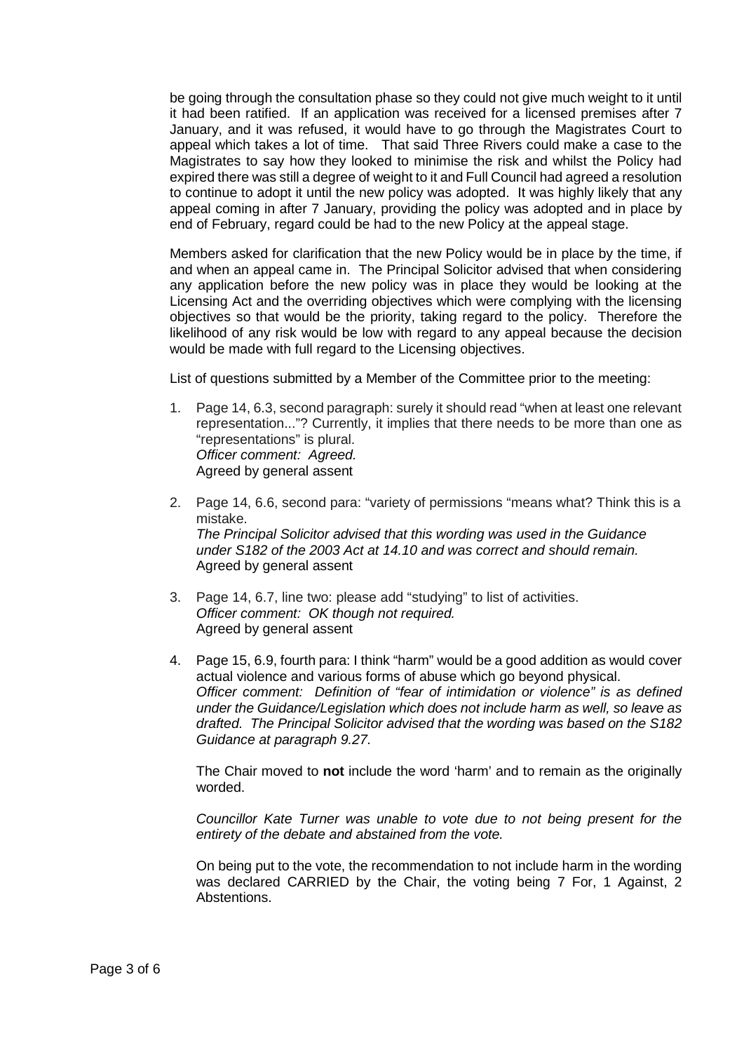be going through the consultation phase so they could not give much weight to it until it had been ratified. If an application was received for a licensed premises after 7 January, and it was refused, it would have to go through the Magistrates Court to appeal which takes a lot of time. That said Three Rivers could make a case to the Magistrates to say how they looked to minimise the risk and whilst the Policy had expired there was still a degree of weight to it and Full Council had agreed a resolution to continue to adopt it until the new policy was adopted. It was highly likely that any appeal coming in after 7 January, providing the policy was adopted and in place by end of February, regard could be had to the new Policy at the appeal stage.

Members asked for clarification that the new Policy would be in place by the time, if and when an appeal came in. The Principal Solicitor advised that when considering any application before the new policy was in place they would be looking at the Licensing Act and the overriding objectives which were complying with the licensing objectives so that would be the priority, taking regard to the policy. Therefore the likelihood of any risk would be low with regard to any appeal because the decision would be made with full regard to the Licensing objectives.

List of questions submitted by a Member of the Committee prior to the meeting:

1. Page 14, 6.3, second paragraph: surely it should read "when at least one relevant representation..."? Currently, it implies that there needs to be more than one as "representations" is plural.
   *Officer comment: Agreed.*
   Agreed by general assent

2. Page 14, 6.6, second para: "variety of permissions "means what? Think this is a mistake.
   *The Principal Solicitor advised that this wording was used in the Guidance under S182 of the 2003 Act at 14.10 and was correct and should remain.*
   Agreed by general assent

3. Page 14, 6.7, line two: please add "studying" to list of activities.
   *Officer comment: OK though not required.*
   Agreed by general assent

4. Page 15, 6.9, fourth para: I think "harm" would be a good addition as would cover actual violence and various forms of abuse which go beyond physical.
   *Officer comment: Definition of "fear of intimidation or violence" is as defined under the Guidance/Legislation which does not include harm as well, so leave as drafted. The Principal Solicitor advised that the wording was based on the S182 Guidance at paragraph 9.27.*

   The Chair moved to **not** include the word 'harm' and to remain as the originally worded.

   *Councillor Kate Turner was unable to vote due to not being present for the entirety of the debate and abstained from the vote.*

   On being put to the vote, the recommendation to not include harm in the wording was declared CARRIED by the Chair, the voting being 7 For, 1 Against, 2 Abstentions.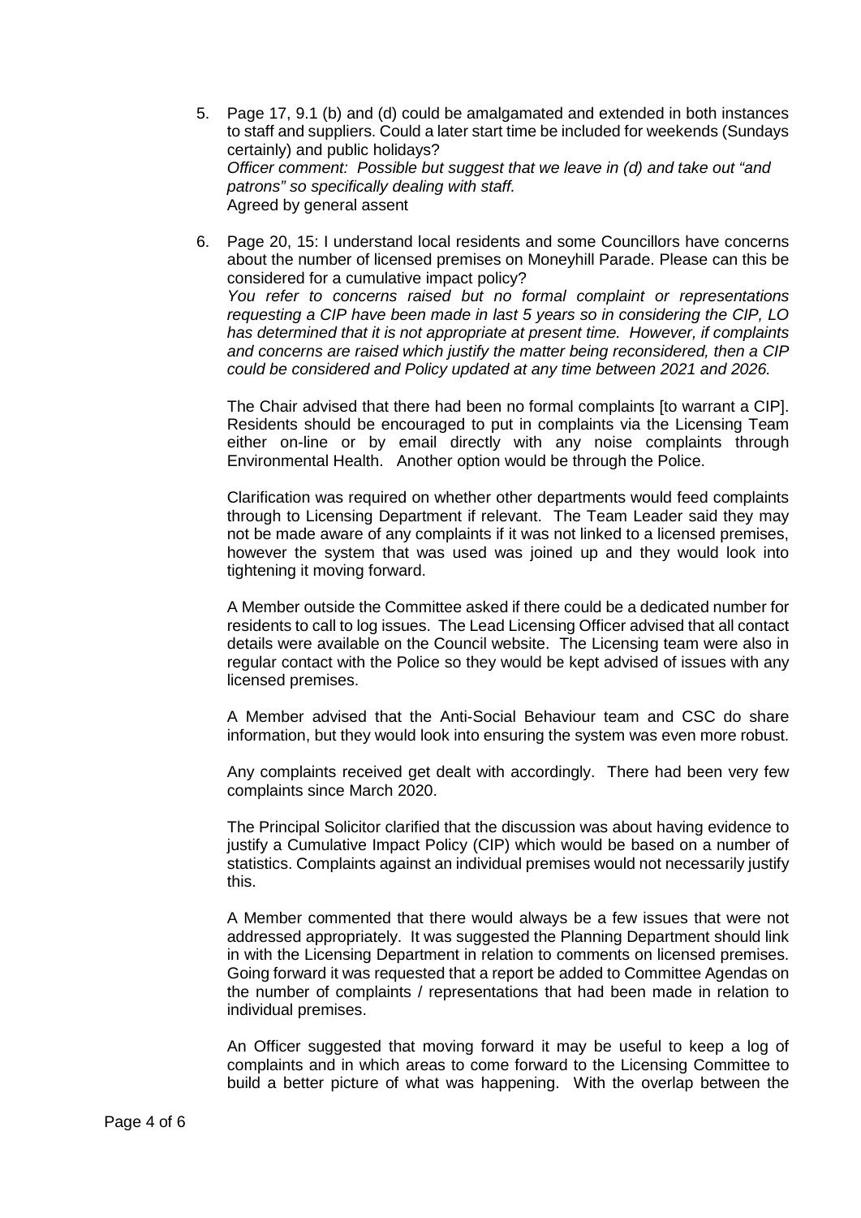5. Page 17, 9.1 (b) and (d) could be amalgamated and extended in both instances to staff and suppliers. Could a later start time be included for weekends (Sundays certainly) and public holidays?
   *Officer comment: Possible but suggest that we leave in (d) and take out "and patrons" so specifically dealing with staff.*
   Agreed by general assent

6. Page 20, 15: I understand local residents and some Councillors have concerns about the number of licensed premises on Moneyhill Parade. Please can this be considered for a cumulative impact policy?
   *You refer to concerns raised but no formal complaint or representations requesting a CIP have been made in last 5 years so in considering the CIP, LO has determined that it is not appropriate at present time. However, if complaints and concerns are raised which justify the matter being reconsidered, then a CIP could be considered and Policy updated at any time between 2021 and 2026.*

   The Chair advised that there had been no formal complaints [to warrant a CIP]. Residents should be encouraged to put in complaints via the Licensing Team either on-line or by email directly with any noise complaints through Environmental Health. Another option would be through the Police.

   Clarification was required on whether other departments would feed complaints through to Licensing Department if relevant. The Team Leader said they may not be made aware of any complaints if it was not linked to a licensed premises, however the system that was used was joined up and they would look into tightening it moving forward.

   A Member outside the Committee asked if there could be a dedicated number for residents to call to log issues. The Lead Licensing Officer advised that all contact details were available on the Council website. The Licensing team were also in regular contact with the Police so they would be kept advised of issues with any licensed premises.

   A Member advised that the Anti-Social Behaviour team and CSC do share information, but they would look into ensuring the system was even more robust.

   Any complaints received get dealt with accordingly. There had been very few complaints since March 2020.

   The Principal Solicitor clarified that the discussion was about having evidence to justify a Cumulative Impact Policy (CIP) which would be based on a number of statistics. Complaints against an individual premises would not necessarily justify this.

   A Member commented that there would always be a few issues that were not addressed appropriately. It was suggested the Planning Department should link in with the Licensing Department in relation to comments on licensed premises. Going forward it was requested that a report be added to Committee Agendas on the number of complaints / representations that had been made in relation to individual premises.

   An Officer suggested that moving forward it may be useful to keep a log of complaints and in which areas to come forward to the Licensing Committee to build a better picture of what was happening. With the overlap between the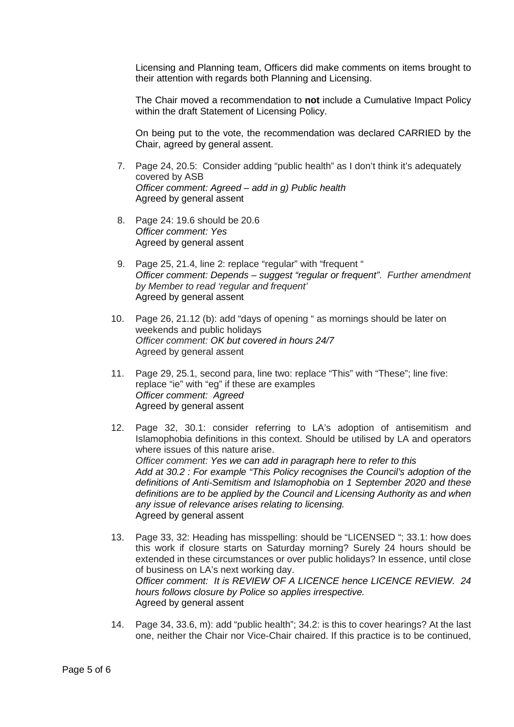Licensing and Planning team, Officers did make comments on items brought to their attention with regards both Planning and Licensing.

The Chair moved a recommendation to **not** include a Cumulative Impact Policy within the draft Statement of Licensing Policy.

On being put to the vote, the recommendation was declared CARRIED by the Chair, agreed by general assent.

7. Page 24, 20.5: Consider adding "public health" as I don't think it's adequately covered by ASB
   *Officer comment: Agreed – add in g) Public health*
   Agreed by general assent

8. Page 24: 19.6 should be 20.6
   *Officer comment: Yes*
   Agreed by general assent

9. Page 25, 21.4, line 2: replace "regular" with "frequent "
   *Officer comment: Depends – suggest "regular or frequent". Further amendment by Member to read 'regular and frequent'*
   Agreed by general assent

10. Page 26, 21.12 (b): add "days of opening " as mornings should be later on weekends and public holidays
    *Officer comment: OK but covered in hours 24/7*
    Agreed by general assent

11. Page 29, 25.1, second para, line two: replace "This" with "These"; line five: replace "ie" with "eg" if these are examples
    *Officer comment: Agreed*
    Agreed by general assent

12. Page 32, 30.1: consider referring to LA's adoption of antisemitism and Islamophobia definitions in this context. Should be utilised by LA and operators where issues of this nature arise.
    *Officer comment: Yes we can add in paragraph here to refer to this*
    *Add at 30.2 : For example "This Policy recognises the Council's adoption of the definitions of Anti-Semitism and Islamophobia on 1 September 2020 and these definitions are to be applied by the Council and Licensing Authority as and when any issue of relevance arises relating to licensing.*
    Agreed by general assent

13. Page 33, 32: Heading has misspelling: should be "LICENSED "; 33.1: how does this work if closure starts on Saturday morning? Surely 24 hours should be extended in these circumstances or over public holidays? In essence, until close of business on LA's next working day.
    *Officer comment: It is REVIEW OF A LICENCE hence LICENCE REVIEW. 24 hours follows closure by Police so applies irrespective.*
    Agreed by general assent

14. Page 34, 33.6, m): add "public health"; 34.2: is this to cover hearings? At the last one, neither the Chair nor Vice-Chair chaired. If this practice is to be continued,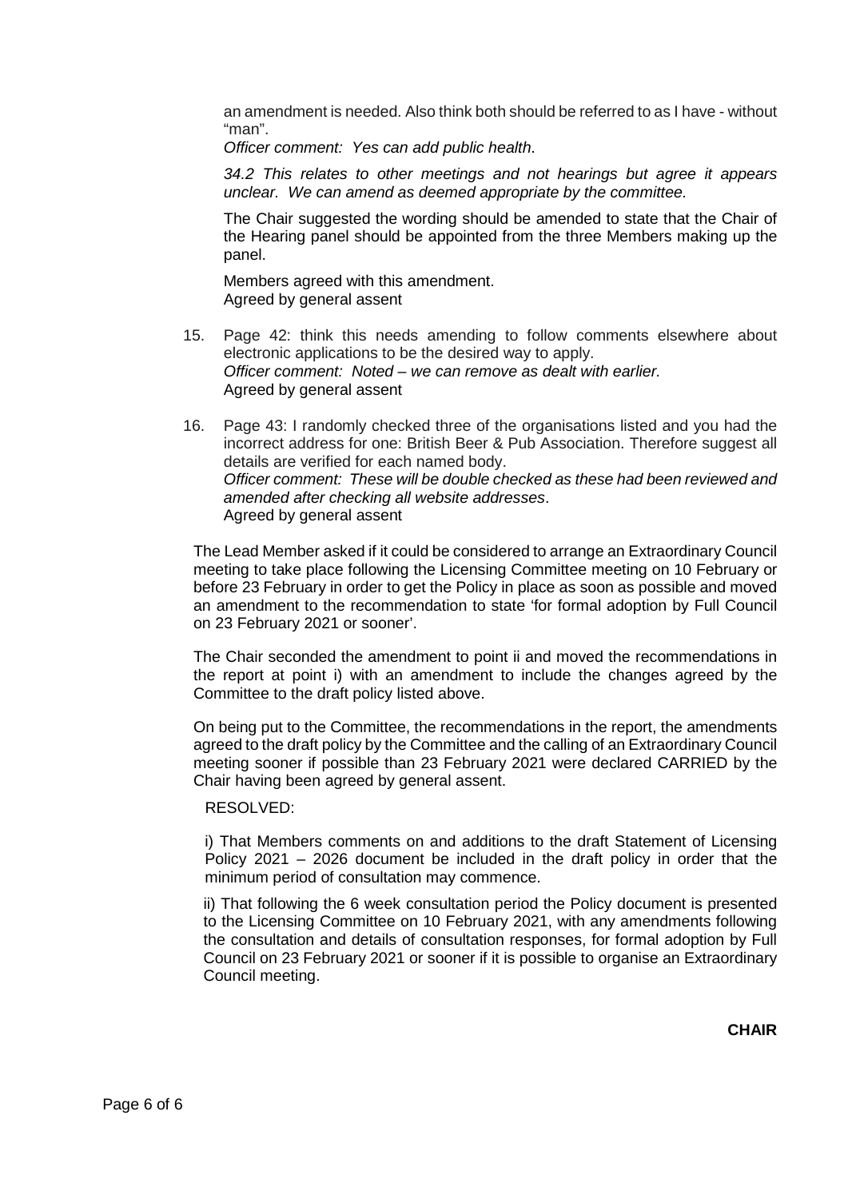an amendment is needed. Also think both should be referred to as I have - without "man".

*Officer comment: Yes can add public health*.

*34.2 This relates to other meetings and not hearings but agree it appears unclear. We can amend as deemed appropriate by the committee.*

The Chair suggested the wording should be amended to state that the Chair of the Hearing panel should be appointed from the three Members making up the panel.

Members agreed with this amendment.
Agreed by general assent

15. Page 42: think this needs amending to follow comments elsewhere about electronic applications to be the desired way to apply.
*Officer comment: Noted – we can remove as dealt with earlier.*
Agreed by general assent

16. Page 43: I randomly checked three of the organisations listed and you had the incorrect address for one: British Beer & Pub Association. Therefore suggest all details are verified for each named body.
*Officer comment: These will be double checked as these had been reviewed and amended after checking all website addresses*.
Agreed by general assent

The Lead Member asked if it could be considered to arrange an Extraordinary Council meeting to take place following the Licensing Committee meeting on 10 February or before 23 February in order to get the Policy in place as soon as possible and moved an amendment to the recommendation to state 'for formal adoption by Full Council on 23 February 2021 or sooner'.

The Chair seconded the amendment to point ii and moved the recommendations in the report at point i) with an amendment to include the changes agreed by the Committee to the draft policy listed above.

On being put to the Committee, the recommendations in the report, the amendments agreed to the draft policy by the Committee and the calling of an Extraordinary Council meeting sooner if possible than 23 February 2021 were declared CARRIED by the Chair having been agreed by general assent.

RESOLVED:

i) That Members comments on and additions to the draft Statement of Licensing Policy 2021 – 2026 document be included in the draft policy in order that the minimum period of consultation may commence.

ii) That following the 6 week consultation period the Policy document is presented to the Licensing Committee on 10 February 2021, with any amendments following the consultation and details of consultation responses, for formal adoption by Full Council on 23 February 2021 or sooner if it is possible to organise an Extraordinary Council meeting.

**CHAIR**